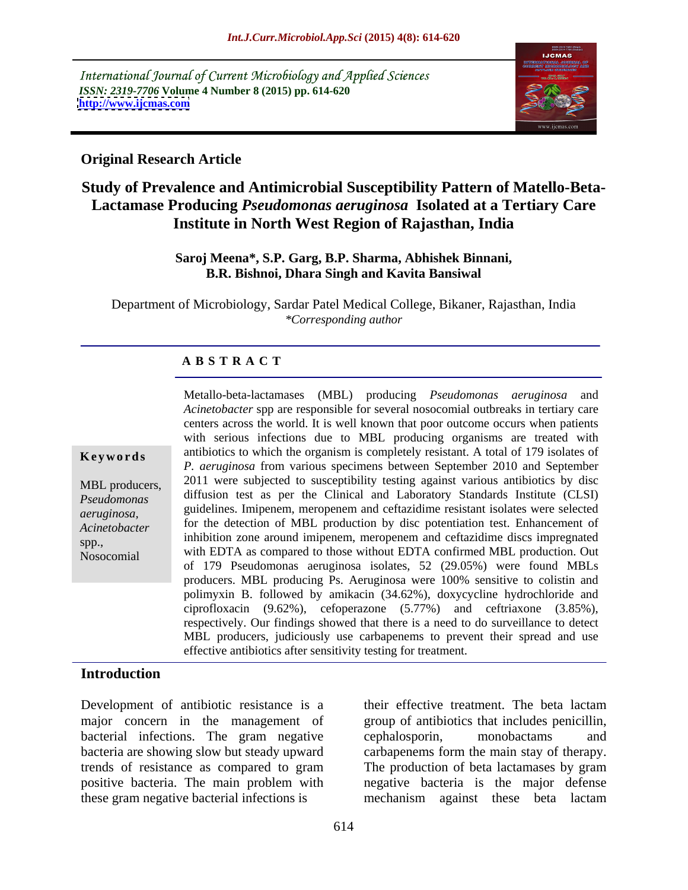International Journal of Current Microbiology and Applied Sciences
*ISSN: 2319-7706* **Volume 4 Number 8 (2015) pp. 614-620**
**http://www.ijcmas.com**

**Original Research Article**

# Study of Prevalence and Antimicrobial Susceptibility Pattern of Matello-Beta-Lactamase Producing *Pseudomonas aeruginosa* Isolated at a Tertiary Care Institute in North West Region of Rajasthan, India

**Saroj Meena\*, S.P. Garg, B.P. Sharma, Abhishek Binnani, B.R. Bishnoi, Dhara Singh and Kavita Bansiwal**

Department of Microbiology, Sardar Patel Medical College, Bikaner, Rajasthan, India
*\*Corresponding author*

## A B S T R A C T

Metallo-beta-lactamases (MBL) producing *Pseudomonas aeruginosa* and *Acinetobacter* spp are responsible for several nosocomial outbreaks in tertiary care centers across the world. It is well known that poor outcome occurs when patients with serious infections due to MBL producing organisms are treated with antibiotics to which the organism is completely resistant. A total of 179 isolates of *P. aeruginosa* from various specimens between September 2010 and September 2011 were subjected to susceptibility testing against various antibiotics by disc diffusion test as per the Clinical and Laboratory Standards Institute (CLSI) guidelines. Imipenem, meropenem and ceftazidime resistant isolates were selected for the detection of MBL production by disc potentiation test. Enhancement of inhibition zone around imipenem, meropenem and ceftazidime discs impregnated with EDTA as compared to those without EDTA confirmed MBL production. Out of 179 Pseudomonas aeruginosa isolates, 52 (29.05%) were found MBLs producers. MBL producing Ps. Aeruginosa were 100% sensitive to colistin and polimyxin B. followed by amikacin (34.62%), doxycycline hydrochloride and ciprofloxacin (9.62%), cefoperazone (5.77%) and ceftriaxone (3.85%), respectively. Our findings showed that there is a need to do surveillance to detect MBL producers, judiciously use carbapenems to prevent their spread and use effective antibiotics after sensitivity testing for treatment.

**Keywords**

MBL producers, *Pseudomonas aeruginosa*, *Acinetobacter* spp., Nosocomial

## Introduction

Development of antibiotic resistance is a major concern in the management of bacterial infections. The gram negative bacteria are showing slow but steady upward trends of resistance as compared to gram positive bacteria. The main problem with these gram negative bacterial infections is their effective treatment. The beta lactam group of antibiotics that includes penicillin, cephalosporin, monobactams and carbapenems form the main stay of therapy. The production of beta lactamases by gram negative bacteria is the major defense mechanism against these beta lactam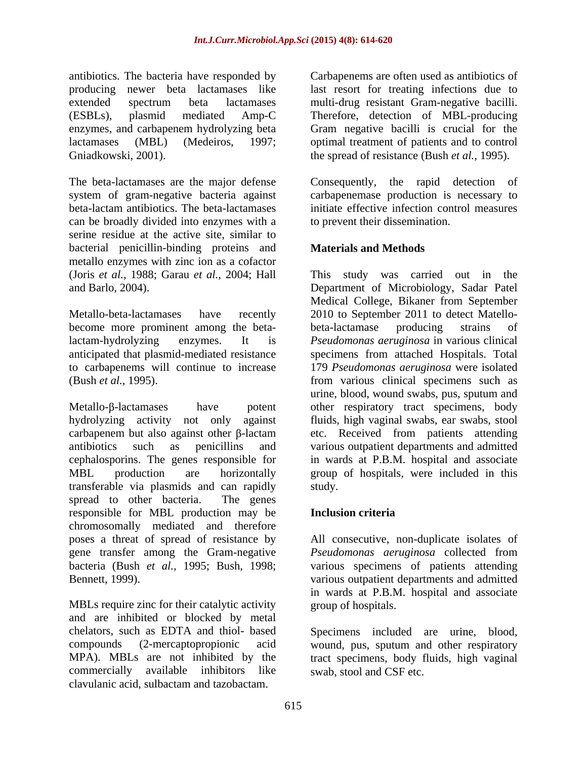antibiotics. The bacteria have responded by producing newer beta lactamases like extended spectrum beta lactamases (ESBLs), plasmid mediated Amp-C enzymes, and carbapenem hydrolyzing beta lactamases (MBL) (Medeiros, 1997; Gniadkowski, 2001).

The beta-lactamases are the major defense system of gram-negative bacteria against beta-lactam antibiotics. The beta-lactamases can be broadly divided into enzymes with a serine residue at the active site, similar to bacterial penicillin-binding proteins and metallo enzymes with zinc ion as a cofactor (Joris *et al.*, 1988; Garau *et al.*, 2004; Hall and Barlo, 2004).

Metallo-beta-lactamases have recently become more prominent among the beta-lactam-hydrolyzing enzymes. It is anticipated that plasmid-mediated resistance to carbapenems will continue to increase (Bush *et al.*, 1995).

Metallo-β-lactamases have potent hydrolyzing activity not only against carbapenem but also against other β-lactam antibiotics such as penicillins and cephalosporins. The genes responsible for MBL production are horizontally transferable via plasmids and can rapidly spread to other bacteria. The genes responsible for MBL production may be chromosomally mediated and therefore poses a threat of spread of resistance by gene transfer among the Gram-negative bacteria (Bush *et al.*, 1995; Bush, 1998; Bennett, 1999).

MBLs require zinc for their catalytic activity and are inhibited or blocked by metal chelators, such as EDTA and thiol- based compounds (2-mercaptopropionic acid MPA). MBLs are not inhibited by the commercially available inhibitors like clavulanic acid, sulbactam and tazobactam.

Carbapenems are often used as antibiotics of last resort for treating infections due to multi-drug resistant Gram-negative bacilli. Therefore, detection of MBL-producing Gram negative bacilli is crucial for the optimal treatment of patients and to control the spread of resistance (Bush *et al.*, 1995).

Consequently, the rapid detection of carbapenemase production is necessary to initiate effective infection control measures to prevent their dissemination.

## Materials and Methods

This study was carried out in the Department of Microbiology, Sadar Patel Medical College, Bikaner from September 2010 to September 2011 to detect Matello-beta-lactamase producing strains of *Pseudomonas aeruginosa* in various clinical specimens from attached Hospitals. Total 179 *Pseudomonas aeruginosa* were isolated from various clinical specimens such as urine, blood, wound swabs, pus, sputum and other respiratory tract specimens, body fluids, high vaginal swabs, ear swabs, stool etc. Received from patients attending various outpatient departments and admitted in wards at P.B.M. hospital and associate group of hospitals, were included in this study.

### Inclusion criteria

All consecutive, non-duplicate isolates of *Pseudomonas aeruginosa* collected from various specimens of patients attending various outpatient departments and admitted in wards at P.B.M. hospital and associate group of hospitals.

Specimens included are urine, blood, wound, pus, sputum and other respiratory tract specimens, body fluids, high vaginal swab, stool and CSF etc.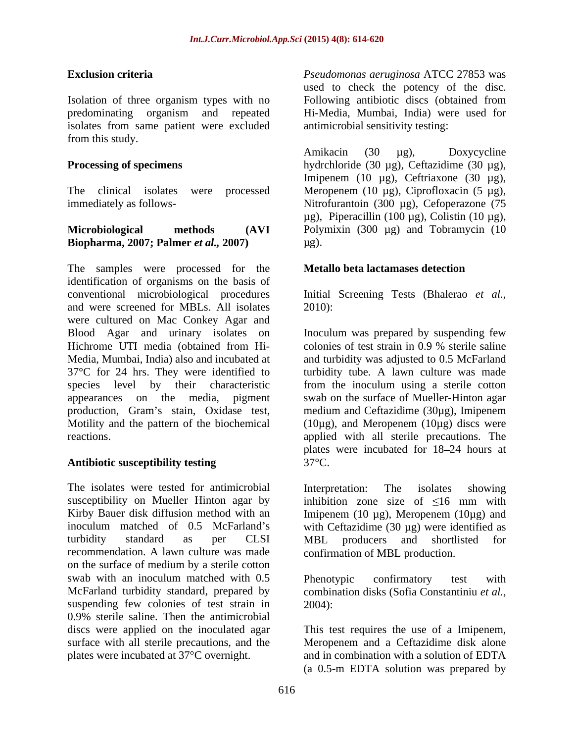**Exclusion criteria**

Isolation of three organism types with no predominating organism and repeated isolates from same patient were excluded from this study.

**Processing of specimens**

The clinical isolates were processed immediately as follows-

**Microbiological methods (AVI Biopharma, 2007; Palmer *et al.,* 2007)**

The samples were processed for the identification of organisms on the basis of conventional microbiological procedures and were screened for MBLs. All isolates were cultured on Mac Conkey Agar and Blood Agar and urinary isolates on Hichrome UTI media (obtained from Hi-Media, Mumbai, India) also and incubated at 37°C for 24 hrs. They were identified to species level by their characteristic appearances on the media, pigment production, Gram's stain, Oxidase test, Motility and the pattern of the biochemical reactions.

**Antibiotic susceptibility testing**

The isolates were tested for antimicrobial susceptibility on Mueller Hinton agar by Kirby Bauer disk diffusion method with an inoculum matched of 0.5 McFarland's turbidity standard as per CLSI recommendation. A lawn culture was made on the surface of medium by a sterile cotton swab with an inoculum matched with 0.5 McFarland turbidity standard, prepared by suspending few colonies of test strain in 0.9% sterile saline. Then the antimicrobial discs were applied on the inoculated agar surface with all sterile precautions, and the plates were incubated at 37°C overnight.

*Pseudomonas aeruginosa* ATCC 27853 was used to check the potency of the disc. Following antibiotic discs (obtained from Hi-Media, Mumbai, India) were used for antimicrobial sensitivity testing:

Amikacin (30 µg), Doxycycline hydrchloride (30 µg), Ceftazidime (30 µg), Imipenem (10 µg), Ceftriaxone (30 µg), Meropenem (10 µg), Ciprofloxacin (5 µg), Nitrofurantoin (300 µg), Cefoperazone (75 µg), Piperacillin (100 µg), Colistin (10 µg), Polymixin (300 µg) and Tobramycin (10 µg).

**Metallo beta lactamases detection**

Initial Screening Tests (Bhalerao *et al.,* 2010):

Inoculum was prepared by suspending few colonies of test strain in 0.9 % sterile saline and turbidity was adjusted to 0.5 McFarland turbidity tube. A lawn culture was made from the inoculum using a sterile cotton swab on the surface of Mueller-Hinton agar medium and Ceftazidime (30µg), Imipenem (10µg), and Meropenem (10µg) discs were applied with all sterile precautions. The plates were incubated for 18–24 hours at 37°C.

Interpretation: The isolates showing inhibition zone size of ≤16 mm with Imipenem (10 µg), Meropenem (10µg) and with Ceftazidime (30 µg) were identified as MBL producers and shortlisted for confirmation of MBL production.

Phenotypic confirmatory test with combination disks (Sofia Constantiniu *et al.,* 2004):

This test requires the use of a Imipenem, Meropenem and a Ceftazidime disk alone and in combination with a solution of EDTA (a 0.5-m EDTA solution was prepared by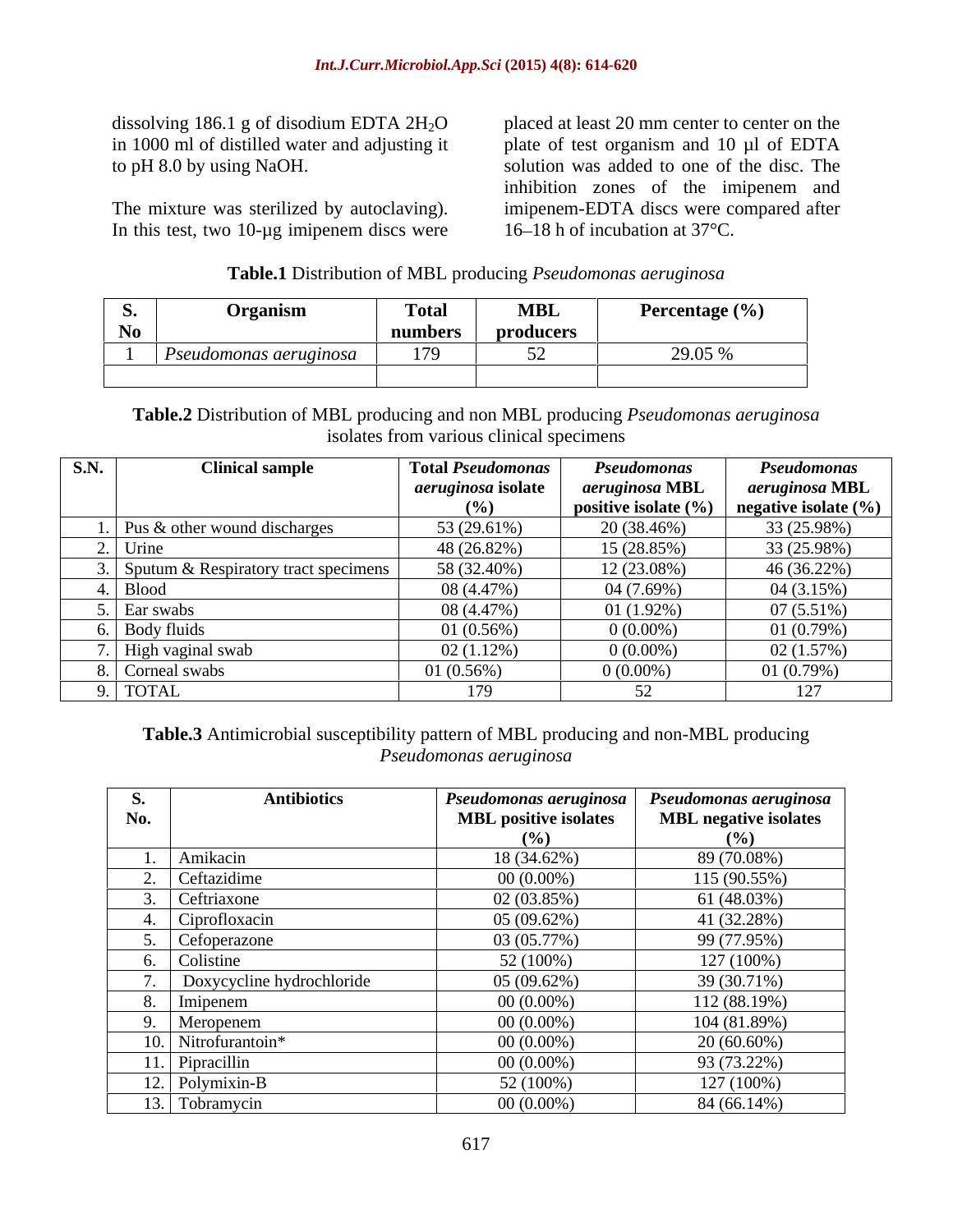dissolving 186.1 g of disodium EDTA $2H_2O$ in 1000 ml of distilled water and adjusting it to pH 8.0 by using NaOH.

The mixture was sterilized by autoclaving). In this test, two 10-µg imipenem discs were placed at least 20 mm center to center on the plate of test organism and 10 µl of EDTA solution was added to one of the disc. The inhibition zones of the imipenem and imipenem-EDTA discs were compared after 16–18 h of incubation at 37°C.

**Table.1** Distribution of MBL producing *Pseudomonas aeruginosa*

| S. No | Organism | Total numbers | MBL producers | Percentage (%) |
|---|---|---|---|---|
| 1 | *Pseudomonas aeruginosa* | 179 | 52 | 29.05 % |
| | | | | |

**Table.2** Distribution of MBL producing and non MBL producing *Pseudomonas aeruginosa* isolates from various clinical specimens

| S.N. | Clinical sample | Total *Pseudomonas aeruginosa* isolate (%) | *Pseudomonas aeruginosa* MBL positive isolate (%) | *Pseudomonas aeruginosa* MBL negative isolate (%) |
|---|---|---|---|---|
| 1. | Pus & other wound discharges | 53 (29.61%) | 20 (38.46%) | 33 (25.98%) |
| 2. | Urine | 48 (26.82%) | 15 (28.85%) | 33 (25.98%) |
| 3. | Sputum & Respiratory tract specimens | 58 (32.40%) | 12 (23.08%) | 46 (36.22%) |
| 4. | Blood | 08 (4.47%) | 04 (7.69%) | 04 (3.15%) |
| 5. | Ear swabs | 08 (4.47%) | 01 (1.92%) | 07 (5.51%) |
| 6. | Body fluids | 01 (0.56%) | 0 (0.00%) | 01 (0.79%) |
| 7. | High vaginal swab | 02 (1.12%) | 0 (0.00%) | 02 (1.57%) |
| 8. | Corneal swabs | 01 (0.56%) | 0 (0.00%) | 01 (0.79%) |
| 9. | TOTAL | 179 | 52 | 127 |

**Table.3** Antimicrobial susceptibility pattern of MBL producing and non-MBL producing *Pseudomonas aeruginosa*

| S. No. | Antibiotics | *Pseudomonas aeruginosa* MBL positive isolates (%) | *Pseudomonas aeruginosa* MBL negative isolates (%) |
|---|---|---|---|
| 1. | Amikacin | 18 (34.62%) | 89 (70.08%) |
| 2. | Ceftazidime | 00 (0.00%) | 115 (90.55%) |
| 3. | Ceftriaxone | 02 (03.85%) | 61 (48.03%) |
| 4. | Ciprofloxacin | 05 (09.62%) | 41 (32.28%) |
| 5. | Cefoperazone | 03 (05.77%) | 99 (77.95%) |
| 6. | Colistine | 52 (100%) | 127 (100%) |
| 7. | Doxycycline hydrochloride | 05 (09.62%) | 39 (30.71%) |
| 8. | Imipenem | 00 (0.00%) | 112 (88.19%) |
| 9. | Meropenem | 00 (0.00%) | 104 (81.89%) |
| 10. | Nitrofurantoin* | 00 (0.00%) | 20 (60.60%) |
| 11. | Pipracillin | 00 (0.00%) | 93 (73.22%) |
| 12. | Polymixin-B | 52 (100%) | 127 (100%) |
| 13. | Tobramycin | 00 (0.00%) | 84 (66.14%) |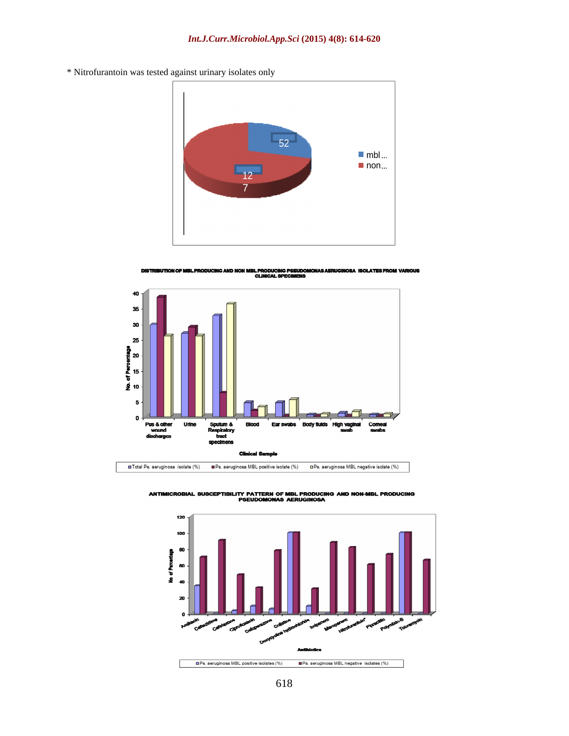* Nitrofurantoin was tested against urinary isolates only

DISTRIBUTION OF MBL PRODUCING AND NON MBL PRODUCING PSEUDOMONAS AERUGINOSA ISOLATES FROM VARIOUS CLINICAL SPECIMENS

ANTIMICROBIAL SUSCEPTIBILITY PATTERN OF MBL PRODUCING AND NON-MBL PRODUCING PSEUDOMONAS AERUGINOSA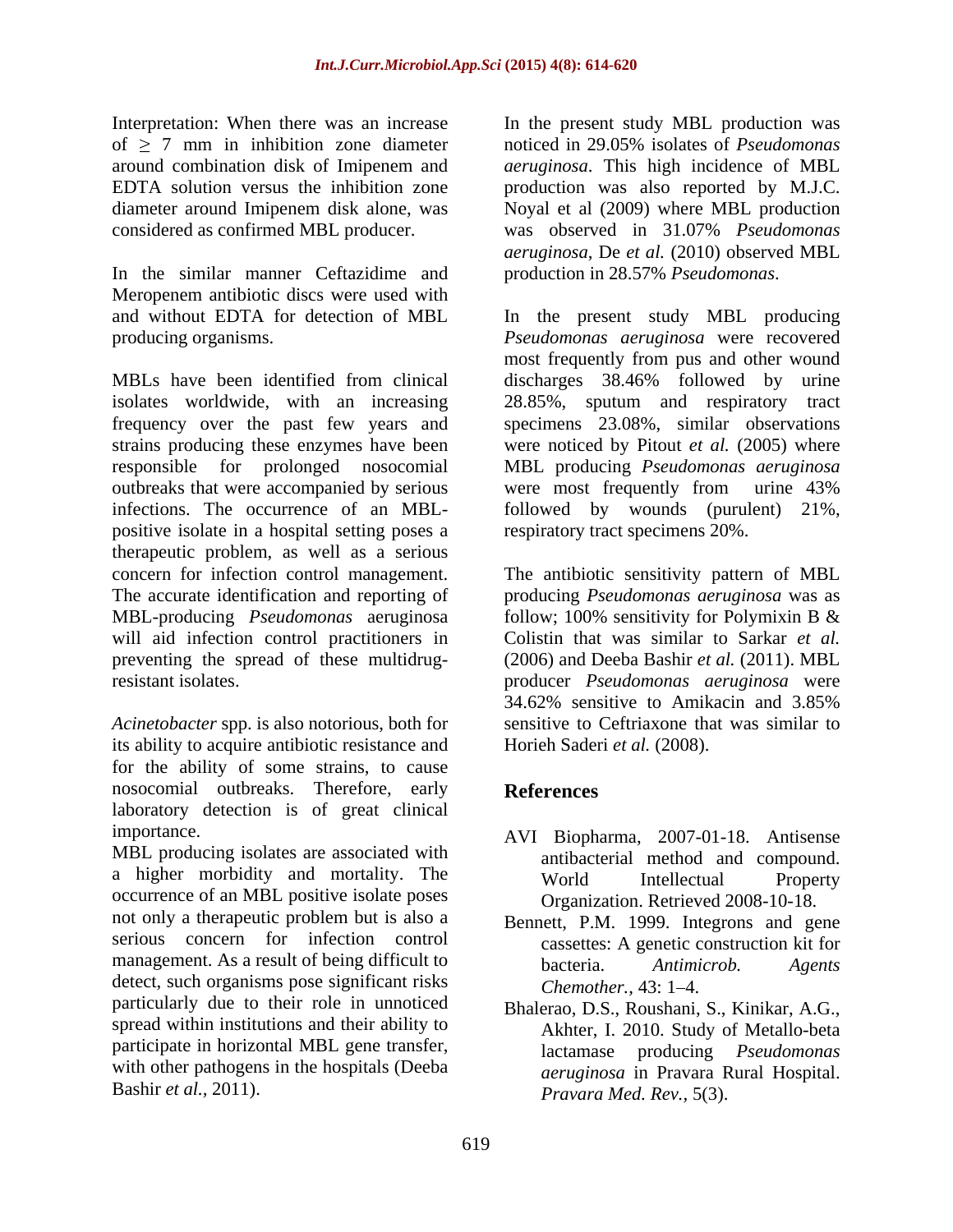Interpretation: When there was an increase of ≥ 7 mm in inhibition zone diameter around combination disk of Imipenem and EDTA solution versus the inhibition zone diameter around Imipenem disk alone, was considered as confirmed MBL producer.

In the similar manner Ceftazidime and Meropenem antibiotic discs were used with and without EDTA for detection of MBL producing organisms.

MBLs have been identified from clinical isolates worldwide, with an increasing frequency over the past few years and strains producing these enzymes have been responsible for prolonged nosocomial outbreaks that were accompanied by serious infections. The occurrence of an MBL-positive isolate in a hospital setting poses a therapeutic problem, as well as a serious concern for infection control management. The accurate identification and reporting of MBL-producing *Pseudomonas* aeruginosa will aid infection control practitioners in preventing the spread of these multidrug-resistant isolates.

*Acinetobacter* spp. is also notorious, both for its ability to acquire antibiotic resistance and for the ability of some strains, to cause nosocomial outbreaks. Therefore, early laboratory detection is of great clinical importance.

MBL producing isolates are associated with a higher morbidity and mortality. The occurrence of an MBL positive isolate poses not only a therapeutic problem but is also a serious concern for infection control management. As a result of being difficult to detect, such organisms pose significant risks particularly due to their role in unnoticed spread within institutions and their ability to participate in horizontal MBL gene transfer, with other pathogens in the hospitals (Deeba Bashir *et al.*, 2011).

In the present study MBL production was noticed in 29.05% isolates of *Pseudomonas aeruginosa*. This high incidence of MBL production was also reported by M.J.C. Noyal et al (2009) where MBL production was observed in 31.07% *Pseudomonas aeruginosa*, De *et al.* (2010) observed MBL production in 28.57% *Pseudomonas*.

In the present study MBL producing *Pseudomonas aeruginosa* were recovered most frequently from pus and other wound discharges 38.46% followed by urine 28.85%, sputum and respiratory tract specimens 23.08%, similar observations were noticed by Pitout *et al.* (2005) where MBL producing *Pseudomonas aeruginosa* were most frequently from urine 43% followed by wounds (purulent) 21%, respiratory tract specimens 20%.

The antibiotic sensitivity pattern of MBL producing *Pseudomonas aeruginosa* was as follow; 100% sensitivity for Polymixin B & Colistin that was similar to Sarkar *et al.* (2006) and Deeba Bashir *et al.* (2011). MBL producer *Pseudomonas aeruginosa* were 34.62% sensitive to Amikacin and 3.85% sensitive to Ceftriaxone that was similar to Horieh Saderi *et al.* (2008).

## References

AVI Biopharma, 2007-01-18. Antisense antibacterial method and compound. World Intellectual Property Organization. Retrieved 2008-10-18.

Bennett, P.M. 1999. Integrons and gene cassettes: A genetic construction kit for bacteria. *Antimicrob. Agents Chemother.*, 43: 1–4.

Bhalerao, D.S., Roushani, S., Kinikar, A.G., Akhter, I. 2010. Study of Metallo-beta lactamase producing *Pseudomonas aeruginosa* in Pravara Rural Hospital. *Pravara Med. Rev.*, 5(3).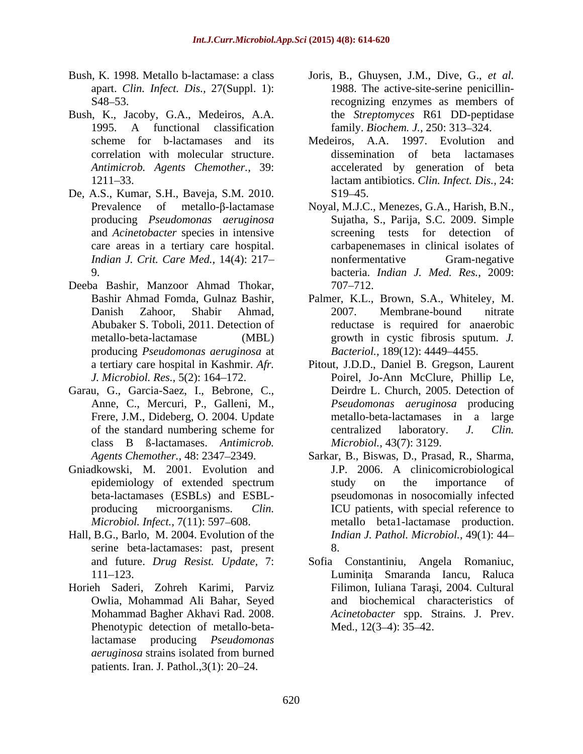Bush, K. 1998. Metallo b-lactamase: a class apart. *Clin. Infect. Dis.,* 27(Suppl. 1): S48–53.

Bush, K., Jacoby, G.A., Medeiros, A.A. 1995. A functional classification scheme for b-lactamases and its correlation with molecular structure. *Antimicrob. Agents Chemother.,* 39: 1211–33.

De, A.S., Kumar, S.H., Baveja, S.M. 2010. Prevalence of metallo-β-lactamase producing *Pseudomonas aeruginosa* and *Acinetobacter* species in intensive care areas in a tertiary care hospital. *Indian J. Crit. Care Med.,* 14(4): 217–9.

Deeba Bashir, Manzoor Ahmad Thokar, Bashir Ahmad Fomda, Gulnaz Bashir, Danish Zahoor, Shabir Ahmad, Abubaker S. Toboli, 2011. Detection of metallo-beta-lactamase (MBL) producing *Pseudomonas aeruginosa* at a tertiary care hospital in Kashmir. *Afr. J. Microbiol. Res.,* 5(2): 164–172.

Garau, G., Garcia-Saez, I., Bebrone, C., Anne, C., Mercuri, P., Galleni, M., Frere, J.M., Dideberg, O. 2004. Update of the standard numbering scheme for class B ß-lactamases. *Antimicrob. Agents Chemother.,* 48: 2347–2349.

Gniadkowski, M. 2001. Evolution and epidemiology of extended spectrum beta-lactamases (ESBLs) and ESBL-producing microorganisms. *Clin. Microbiol. Infect.,* 7(11): 597–608.

Hall, B.G., Barlo, M. 2004. Evolution of the serine beta-lactamases: past, present and future. *Drug Resist. Update,* 7: 111–123.

Horieh Saderi, Zohreh Karimi, Parviz Owlia, Mohammad Ali Bahar, Seyed Mohammad Bagher Akhavi Rad. 2008. Phenotypic detection of metallo-beta-lactamase producing *Pseudomonas aeruginosa* strains isolated from burned patients. Iran. J. Pathol.,3(1): 20–24.

Joris, B., Ghuysen, J.M., Dive, G., *et al.* 1988. The active-site-serine penicillin-recognizing enzymes as members of the *Streptomyces* R61 DD-peptidase family. *Biochem. J.,* 250: 313–324.

Medeiros, A.A. 1997. Evolution and dissemination of beta lactamases accelerated by generation of beta lactam antibiotics. *Clin. Infect. Dis.,* 24: S19–45.

Noyal, M.J.C., Menezes, G.A., Harish, B.N., Sujatha, S., Parija, S.C. 2009. Simple screening tests for detection of carbapenemases in clinical isolates of nonfermentative Gram-negative bacteria. *Indian J. Med. Res.,* 2009: 707–712.

Palmer, K.L., Brown, S.A., Whiteley, M. 2007. Membrane-bound nitrate reductase is required for anaerobic growth in cystic fibrosis sputum. *J. Bacteriol.,* 189(12): 4449–4455.

Pitout, J.D.D., Daniel B. Gregson, Laurent Poirel, Jo-Ann McClure, Phillip Le, Deirdre L. Church, 2005. Detection of *Pseudomonas aeruginosa* producing metallo-beta-lactamases in a large centralized laboratory. *J. Clin. Microbiol.,* 43(7): 3129.

Sarkar, B., Biswas, D., Prasad, R., Sharma, J.P. 2006. A clinicomicrobiological study on the importance of pseudomonas in nosocomially infected ICU patients, with special reference to metallo beta1-lactamase production. *Indian J. Pathol. Microbiol.,* 49(1): 44–8.

Sofia Constantiniu, Angela Romaniuc, Luminița Smaranda Iancu, Raluca Filimon, Iuliana Taraşi, 2004. Cultural and biochemical characteristics of *Acinetobacter* spp. Strains. J. Prev. Med., 12(3–4): 35–42.